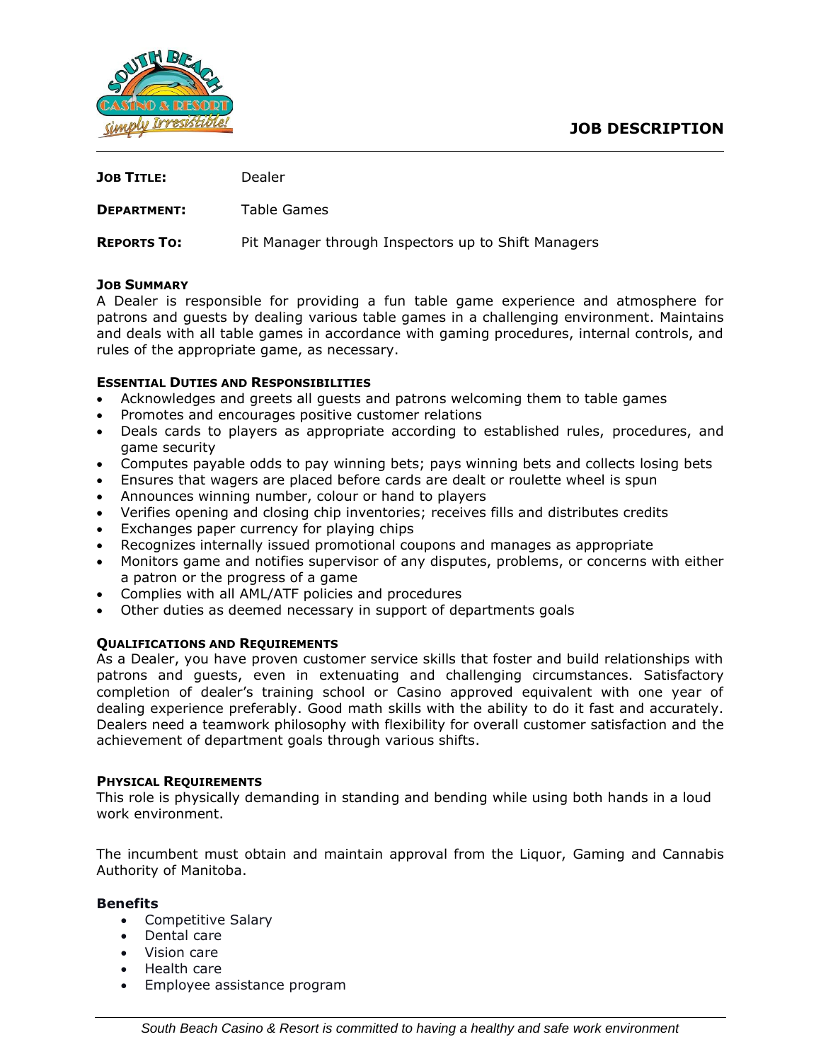# JOB DESCRIPTION

**JOB TITLE:** Dealer

**DEPARTMENT:** Table Games

**REPORTS TO:** Pit Manager through Inspectors up to Shift Managers

### JOB SUMMARY

A Dealer is responsible for providing a fun table game experience and atmosphere for patrons and guests by dealing various table games in a challenging environment. Maintains and deals with all table games in accordance with gaming procedures, internal controls, and rules of the appropriate game, as necessary.

### ESSENTIAL DUTIES AND RESPONSIBILITIES

- Acknowledges and greets all guests and patrons welcoming them to table games
- Promotes and encourages positive customer relations
- Deals cards to players as appropriate according to established rules, procedures, and game security
- Computes payable odds to pay winning bets; pays winning bets and collects losing bets
- Ensures that wagers are placed before cards are dealt or roulette wheel is spun
- Announces winning number, colour or hand to players
- Verifies opening and closing chip inventories; receives fills and distributes credits
- Exchanges paper currency for playing chips
- Recognizes internally issued promotional coupons and manages as appropriate
- Monitors game and notifies supervisor of any disputes, problems, or concerns with either a patron or the progress of a game
- Complies with all AML/ATF policies and procedures
- Other duties as deemed necessary in support of departments goals

### QUALIFICATIONS AND REQUIREMENTS

As a Dealer, you have proven customer service skills that foster and build relationships with patrons and guests, even in extenuating and challenging circumstances. Satisfactory completion of dealer's training school or Casino approved equivalent with one year of dealing experience preferably. Good math skills with the ability to do it fast and accurately. Dealers need a teamwork philosophy with flexibility for overall customer satisfaction and the achievement of department goals through various shifts.

### PHYSICAL REQUIREMENTS

This role is physically demanding in standing and bending while using both hands in a loud work environment.

The incumbent must obtain and maintain approval from the Liquor, Gaming and Cannabis Authority of Manitoba.

### Benefits

- Competitive Salary
- Dental care
- Vision care
- Health care
- Employee assistance program

*South Beach Casino & Resort is committed to having a healthy and safe work environment*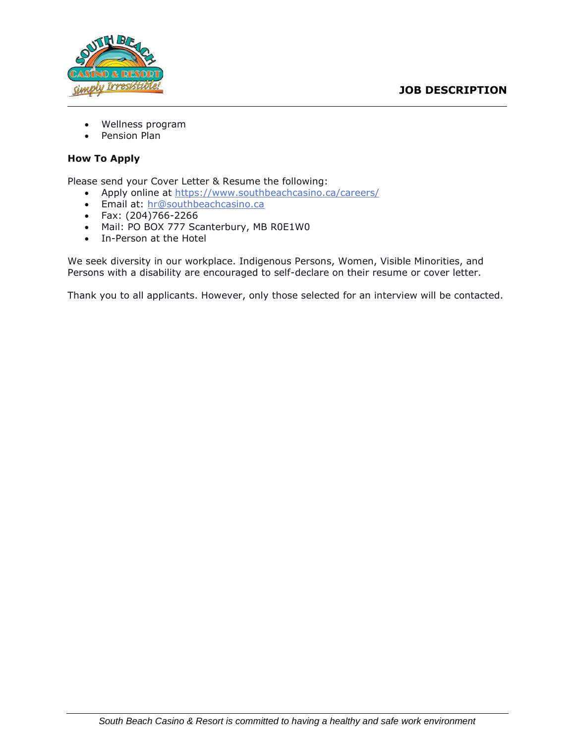- Wellness program
- Pension Plan

**How To Apply**

Please send your Cover Letter & Resume the following:

- Apply online at https://www.southbeachcasino.ca/careers/
- Email at: hr@southbeachcasino.ca
- Fax: (204)766-2266
- Mail: PO BOX 777 Scanterbury, MB R0E1W0
- In-Person at the Hotel

We seek diversity in our workplace. Indigenous Persons, Women, Visible Minorities, and Persons with a disability are encouraged to self-declare on their resume or cover letter.

Thank you to all applicants. However, only those selected for an interview will be contacted.